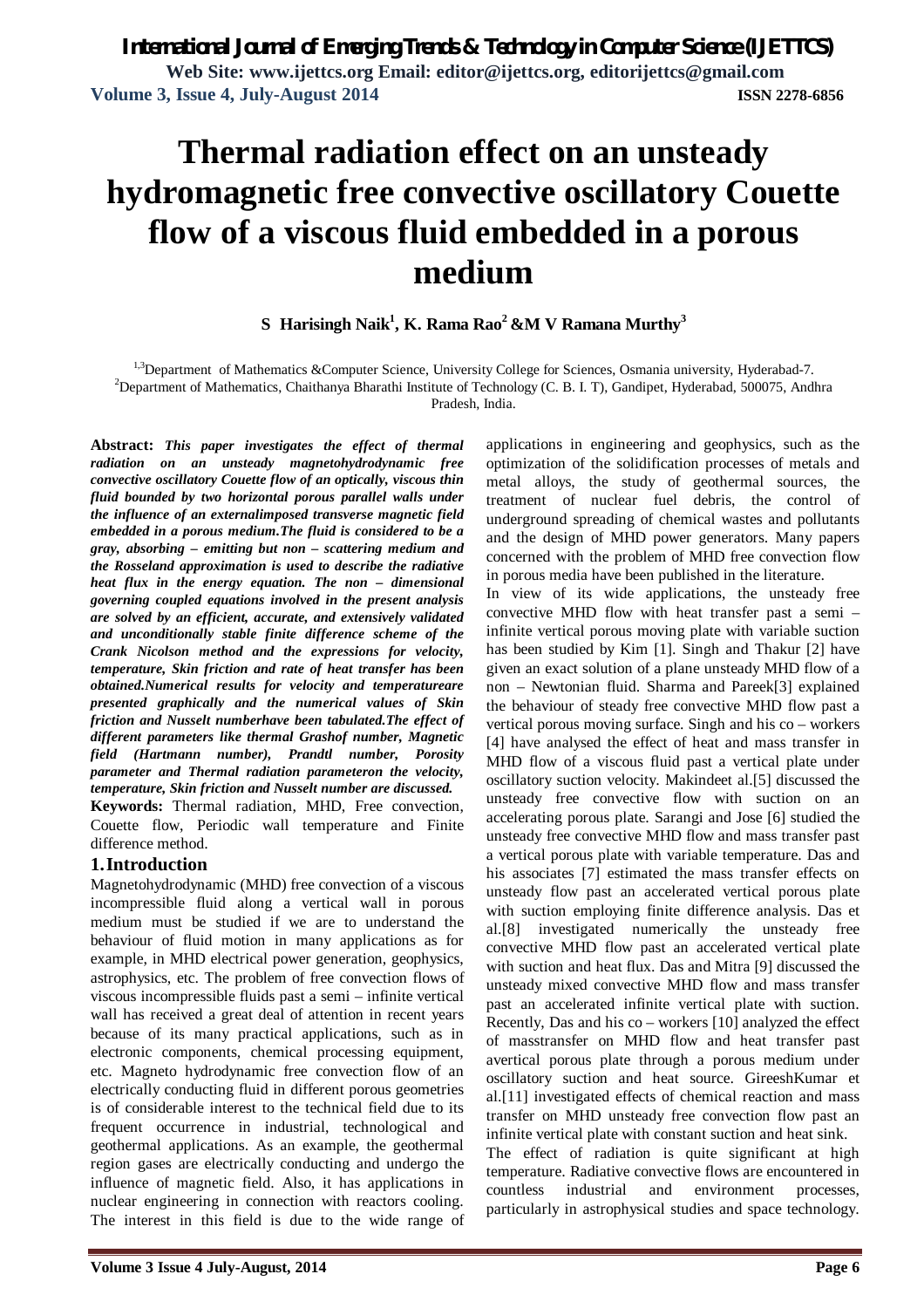# Thermal radiation effect on an unsteady hydromagnetic free convective oscillatory Couette flow of a viscous fluid embedded in a porous medium

**S Harisingh Naik[1], K. Rama Rao[2] &M V Ramana Murthy[3]**

[1,3]Department of Mathematics &Computer Science, University College for Sciences, Osmania university, Hyderabad-7.
[2]Department of Mathematics, Chaithanya Bharathi Institute of Technology (C. B. I. T), Gandipet, Hyderabad, 500075, Andhra Pradesh, India.

**Abstract:** ***This paper investigates the effect of thermal radiation on an unsteady magnetohydrodynamic free convective oscillatory Couette flow of an optically, viscous thin fluid bounded by two horizontal porous parallel walls under the influence of an externalimposed transverse magnetic field embedded in a porous medium.The fluid is considered to be a gray, absorbing – emitting but non – scattering medium and the Rosseland approximation is used to describe the radiative heat flux in the energy equation. The non – dimensional governing coupled equations involved in the present analysis are solved by an efficient, accurate, and extensively validated and unconditionally stable finite difference scheme of the Crank Nicolson method and the expressions for velocity, temperature, Skin friction and rate of heat transfer has been obtained.Numerical results for velocity and temperatureare presented graphically and the numerical values of Skin friction and Nusselt numberhave been tabulated.The effect of different parameters like thermal Grashof number, Magnetic field (Hartmann number), Prandtl number, Porosity parameter and Thermal radiation parameteron the velocity, temperature, Skin friction and Nusselt number are discussed.***

**Keywords:** Thermal radiation, MHD, Free convection, Couette flow, Periodic wall temperature and Finite difference method.

## 1. Introduction

Magnetohydrodynamic (MHD) free convection of a viscous incompressible fluid along a vertical wall in porous medium must be studied if we are to understand the behaviour of fluid motion in many applications as for example, in MHD electrical power generation, geophysics, astrophysics, etc. The problem of free convection flows of viscous incompressible fluids past a semi – infinite vertical wall has received a great deal of attention in recent years because of its many practical applications, such as in electronic components, chemical processing equipment, etc. Magneto hydrodynamic free convection flow of an electrically conducting fluid in different porous geometries is of considerable interest to the technical field due to its frequent occurrence in industrial, technological and geothermal applications. As an example, the geothermal region gases are electrically conducting and undergo the influence of magnetic field. Also, it has applications in nuclear engineering in connection with reactors cooling. The interest in this field is due to the wide range of applications in engineering and geophysics, such as the optimization of the solidification processes of metals and metal alloys, the study of geothermal sources, the treatment of nuclear fuel debris, the control of underground spreading of chemical wastes and pollutants and the design of MHD power generators. Many papers concerned with the problem of MHD free convection flow in porous media have been published in the literature.

In view of its wide applications, the unsteady free convective MHD flow with heat transfer past a semi – infinite vertical porous moving plate with variable suction has been studied by Kim [1]. Singh and Thakur [2] have given an exact solution of a plane unsteady MHD flow of a non – Newtonian fluid. Sharma and Pareek[3] explained the behaviour of steady free convective MHD flow past a vertical porous moving surface. Singh and his co – workers [4] have analysed the effect of heat and mass transfer in MHD flow of a viscous fluid past a vertical plate under oscillatory suction velocity. Makindeet al.[5] discussed the unsteady free convective flow with suction on an accelerating porous plate. Sarangi and Jose [6] studied the unsteady free convective MHD flow and mass transfer past a vertical porous plate with variable temperature. Das and his associates [7] estimated the mass transfer effects on unsteady flow past an accelerated vertical porous plate with suction employing finite difference analysis. Das et al.[8] investigated numerically the unsteady free convective MHD flow past an accelerated vertical plate with suction and heat flux. Das and Mitra [9] discussed the unsteady mixed convective MHD flow and mass transfer past an accelerated infinite vertical plate with suction. Recently, Das and his co – workers [10] analyzed the effect of masstransfer on MHD flow and heat transfer past avertical porous plate through a porous medium under oscillatory suction and heat source. GireeshKumar et al.[11] investigated effects of chemical reaction and mass transfer on MHD unsteady free convection flow past an infinite vertical plate with constant suction and heat sink.

The effect of radiation is quite significant at high temperature. Radiative convective flows are encountered in countless industrial and environment processes, particularly in astrophysical studies and space technology.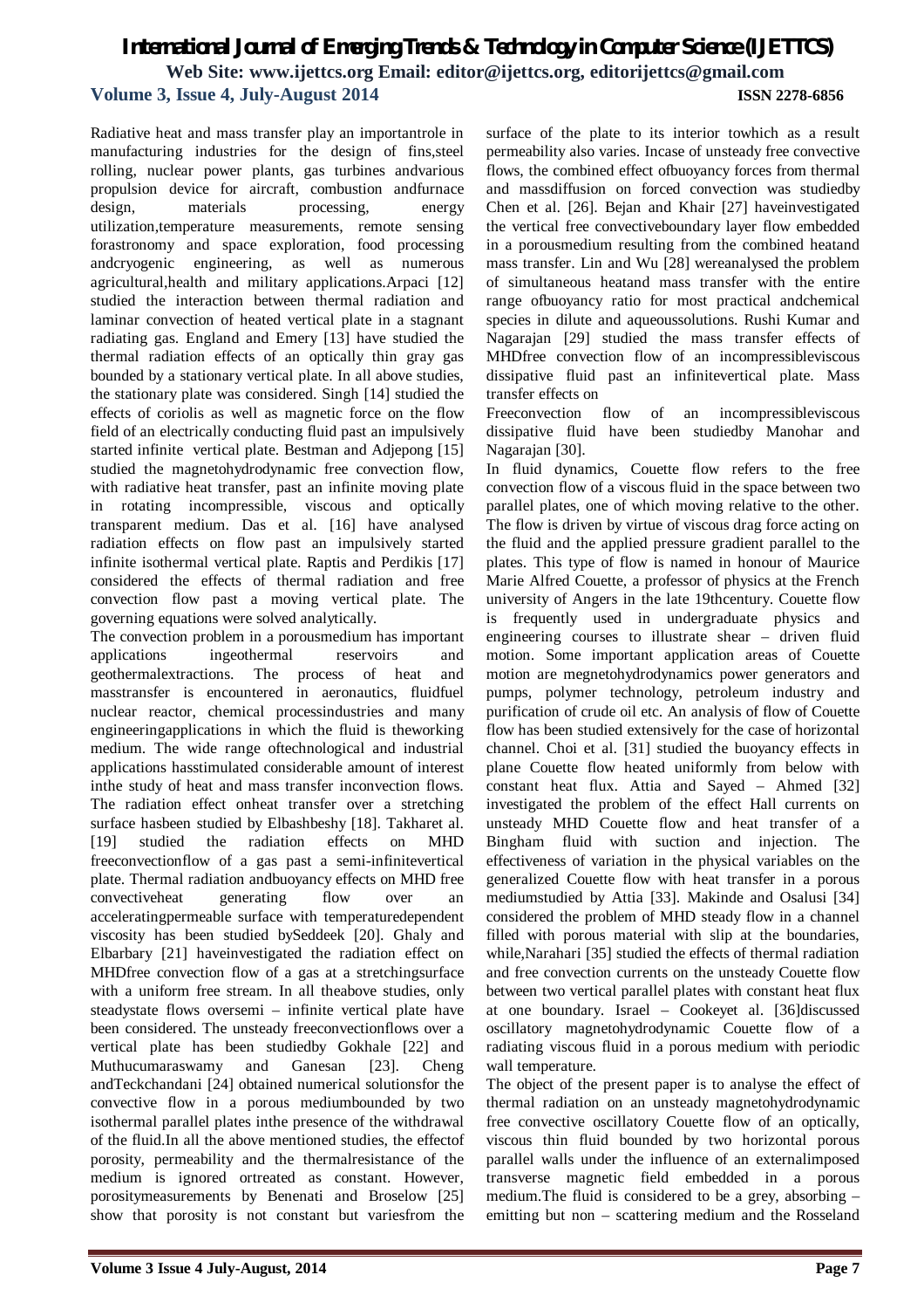Radiative heat and mass transfer play an importantrole in manufacturing industries for the design of fins,steel rolling, nuclear power plants, gas turbines andvarious propulsion device for aircraft, combustion andfurnace design, materials processing, energy utilization,temperature measurements, remote sensing forastronomy and space exploration, food processing andcryogenic engineering, as well as numerous agricultural,health and military applications.Arpaci [12] studied the interaction between thermal radiation and laminar convection of heated vertical plate in a stagnant radiating gas. England and Emery [13] have studied the thermal radiation effects of an optically thin gray gas bounded by a stationary vertical plate. In all above studies, the stationary plate was considered. Singh [14] studied the effects of coriolis as well as magnetic force on the flow field of an electrically conducting fluid past an impulsively started infinite vertical plate. Bestman and Adjepong [15] studied the magnetohydrodynamic free convection flow, with radiative heat transfer, past an infinite moving plate in rotating incompressible, viscous and optically transparent medium. Das et al. [16] have analysed radiation effects on flow past an impulsively started infinite isothermal vertical plate. Raptis and Perdikis [17] considered the effects of thermal radiation and free convection flow past a moving vertical plate. The governing equations were solved analytically.

The convection problem in a porousmedium has important applications ingeothermal reservoirs and geothermalextractions. The process of heat and masstransfer is encountered in aeronautics, fluidfuel nuclear reactor, chemical processindustries and many engineeringapplications in which the fluid is theworking medium. The wide range oftechnological and industrial applications hasstimulated considerable amount of interest inthe study of heat and mass transfer inconvection flows. The radiation effect onheat transfer over a stretching surface hasbeen studied by Elbashbeshy [18]. Takharet al. [19] studied the radiation effects on MHD freeconvectionflow of a gas past a semi-infinitevertical plate. Thermal radiation andbuoyancy effects on MHD free convectiveheat generating flow over an acceleratingpermeable surface with temperaturedependent viscosity has been studied bySeddeek [20]. Ghaly and Elbarbary [21] haveinvestigated the radiation effect on MHDfree convection flow of a gas at a stretchingsurface with a uniform free stream. In all theabove studies, only steadystate flows oversemi – infinite vertical plate have been considered. The unsteady freeconvectionflows over a vertical plate has been studiedby Gokhale [22] and Muthucumaraswamy and Ganesan [23]. Cheng andTeckchandani [24] obtained numerical solutionsfor the convective flow in a porous mediumbounded by two isothermal parallel plates inthe presence of the withdrawal of the fluid.In all the above mentioned studies, the effectof porosity, permeability and the thermalresistance of the medium is ignored ortreated as constant. However, porositymeasurements by Benenati and Broselow [25] show that porosity is not constant but variesfrom the surface of the plate to its interior towhich as a result permeability also varies. Incase of unsteady free convective flows, the combined effect ofbuoyancy forces from thermal and massdiffusion on forced convection was studiedby Chen et al. [26]. Bejan and Khair [27] haveinvestigated the vertical free convectiveboundary layer flow embedded in a porousmedium resulting from the combined heatand mass transfer. Lin and Wu [28] wereanalysed the problem of simultaneous heatand mass transfer with the entire range ofbuoyancy ratio for most practical andchemical species in dilute and aqueoussolutions. Rushi Kumar and Nagarajan [29] studied the mass transfer effects of MHDfree convection flow of an incompressibleviscous dissipative fluid past an infinitevertical plate. Mass transfer effects on Freeconvection flow of an incompressibleviscous dissipative fluid have been studiedby Manohar and Nagarajan [30].

In fluid dynamics, Couette flow refers to the free convection flow of a viscous fluid in the space between two parallel plates, one of which moving relative to the other. The flow is driven by virtue of viscous drag force acting on the fluid and the applied pressure gradient parallel to the plates. This type of flow is named in honour of Maurice Marie Alfred Couette, a professor of physics at the French university of Angers in the late 19thcentury. Couette flow is frequently used in undergraduate physics and engineering courses to illustrate shear – driven fluid motion. Some important application areas of Couette motion are megnetohydrodynamics power generators and pumps, polymer technology, petroleum industry and purification of crude oil etc. An analysis of flow of Couette flow has been studied extensively for the case of horizontal channel. Choi et al. [31] studied the buoyancy effects in plane Couette flow heated uniformly from below with constant heat flux. Attia and Sayed – Ahmed [32] investigated the problem of the effect Hall currents on unsteady MHD Couette flow and heat transfer of a Bingham fluid with suction and injection. The effectiveness of variation in the physical variables on the generalized Couette flow with heat transfer in a porous mediumstudied by Attia [33]. Makinde and Osalusi [34] considered the problem of MHD steady flow in a channel filled with porous material with slip at the boundaries, while,Narahari [35] studied the effects of thermal radiation and free convection currents on the unsteady Couette flow between two vertical parallel plates with constant heat flux at one boundary. Israel – Cookeyet al. [36]discussed oscillatory magnetohydrodynamic Couette flow of a radiating viscous fluid in a porous medium with periodic wall temperature.

The object of the present paper is to analyse the effect of thermal radiation on an unsteady magnetohydrodynamic free convective oscillatory Couette flow of an optically, viscous thin fluid bounded by two horizontal porous parallel walls under the influence of an externalimposed transverse magnetic field embedded in a porous medium.The fluid is considered to be a grey, absorbing – emitting but non – scattering medium and the Rosseland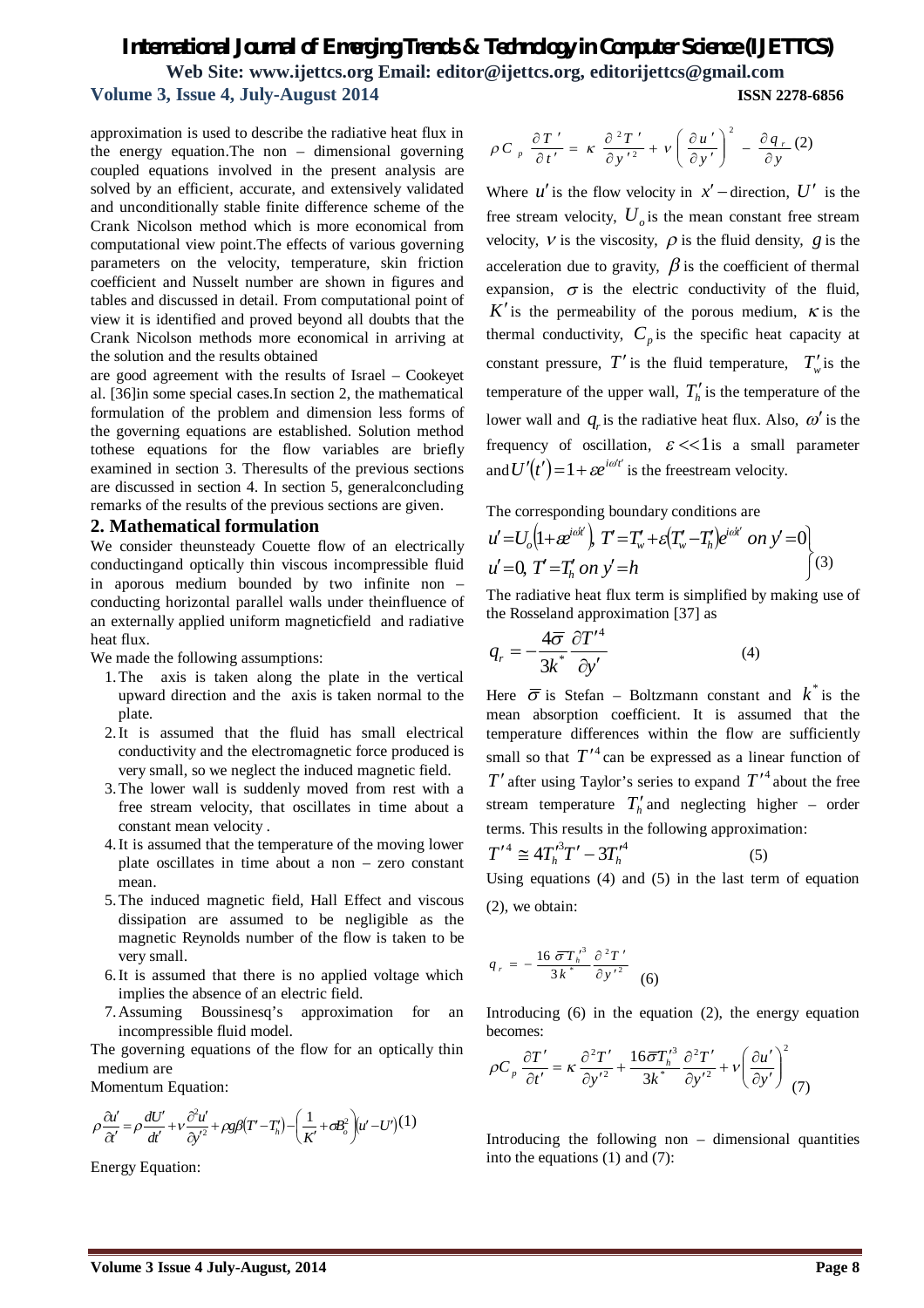approximation is used to describe the radiative heat flux in the energy equation.The non – dimensional governing coupled equations involved in the present analysis are solved by an efficient, accurate, and extensively validated and unconditionally stable finite difference scheme of the Crank Nicolson method which is more economical from computational view point.The effects of various governing parameters on the velocity, temperature, skin friction coefficient and Nusselt number are shown in figures and tables and discussed in detail. From computational point of view it is identified and proved beyond all doubts that the Crank Nicolson methods more economical in arriving at the solution and the results obtained

are good agreement with the results of Israel – Cookeyet al. [36]in some special cases.In section 2, the mathematical formulation of the problem and dimension less forms of the governing equations are established. Solution method tothese equations for the flow variables are briefly examined in section 3. Theresults of the previous sections are discussed in section 4. In section 5, generalconcluding remarks of the results of the previous sections are given.

## 2. Mathematical formulation

We consider theunsteady Couette flow of an electrically conductingand optically thin viscous incompressible fluid in aporous medium bounded by two infinite non – conducting horizontal parallel walls under theinfluence of an externally applied uniform magneticfield and radiative heat flux.

We made the following assumptions:

1. The axis is taken along the plate in the vertical upward direction and the axis is taken normal to the plate.
2. It is assumed that the fluid has small electrical conductivity and the electromagnetic force produced is very small, so we neglect the induced magnetic field.
3. The lower wall is suddenly moved from rest with a free stream velocity, that oscillates in time about a constant mean velocity .
4. It is assumed that the temperature of the moving lower plate oscillates in time about a non – zero constant mean.
5. The induced magnetic field, Hall Effect and viscous dissipation are assumed to be negligible as the magnetic Reynolds number of the flow is taken to be very small.
6. It is assumed that there is no applied voltage which implies the absence of an electric field.
7. Assuming Boussinesq's approximation for an incompressible fluid model.

The governing equations of the flow for an optically thin medium are

Momentum Equation:

$$\rho\frac{\partial u'}{\partial t'} = \rho\frac{dU'}{dt'} + \nu\frac{\partial^2 u'}{\partial y'^2} + \rho g\beta\left(T' - T'_h\right) - \left(\frac{1}{K'} + \sigma B_o^2\right)\left(u' - U'\right) \quad (1)$$

Energy Equation:

$$\rho C_p \frac{\partial T'}{\partial t'} = \kappa\frac{\partial^2 T'}{\partial y'^2} + \nu\left(\frac{\partial u'}{\partial y'}\right)^2 - \frac{\partial q_r}{\partial y} \quad (2)$$

Where $u'$ is the flow velocity in $x'$ – direction, $U'$ is the free stream velocity, $U_o$ is the mean constant free stream velocity, $\nu$ is the viscosity, $\rho$ is the fluid density, $g$ is the acceleration due to gravity, $\beta$ is the coefficient of thermal expansion, $\sigma$ is the electric conductivity of the fluid, $K'$ is the permeability of the porous medium, $\kappa$ is the thermal conductivity, $C_p$ is the specific heat capacity at constant pressure, $T'$ is the fluid temperature, $T'_w$ is the temperature of the upper wall, $T'_h$ is the temperature of the lower wall and $q_r$ is the radiative heat flux. Also, $\omega'$ is the frequency of oscillation, $\varepsilon << 1$ is a small parameter and $U'(t') = 1 + \varepsilon e^{i\omega' t'}$ is the freestream velocity.

The corresponding boundary conditions are

$$\left.\begin{array}{l} u' = U_o\left(1 + \varepsilon e^{i\omega' t'}\right),\ T' = T'_w + \varepsilon\left(T'_w - T'_h\right)e^{i\omega' t'}\ on\ y' = 0 \\ u' = 0,\ T' = T'_h\ on\ y' = h \end{array}\right\} \quad (3)$$

The radiative heat flux term is simplified by making use of the Rosseland approximation [37] as

$$q_r = -\frac{4\bar{\sigma}}{3k^*}\frac{\partial T'^4}{\partial y'} \quad (4)$$

Here $\bar{\sigma}$ is Stefan – Boltzmann constant and $k^*$ is the mean absorption coefficient. It is assumed that the temperature differences within the flow are sufficiently small so that $T'^4$ can be expressed as a linear function of $T'$ after using Taylor's series to expand $T'^4$ about the free stream temperature $T'_h$ and neglecting higher – order terms. This results in the following approximation:

$$T'^4 \cong 4T_h'^3 T' - 3T_h'^4 \quad (5)$$

Using equations (4) and (5) in the last term of equation (2), we obtain:

$$q_r = -\frac{16\bar{\sigma}T_h'^3}{3k^*}\frac{\partial^2 T'}{\partial y'^2} \quad (6)$$

Introducing (6) in the equation (2), the energy equation becomes:

$$\rho C_p \frac{\partial T'}{\partial t'} = \kappa\frac{\partial^2 T'}{\partial y'^2} + \frac{16\bar{\sigma}T_h'^3}{3k^*}\frac{\partial^2 T'}{\partial y'^2} + \nu\left(\frac{\partial u'}{\partial y'}\right)^2 \quad (7)$$

Introducing the following non – dimensional quantities into the equations (1) and (7):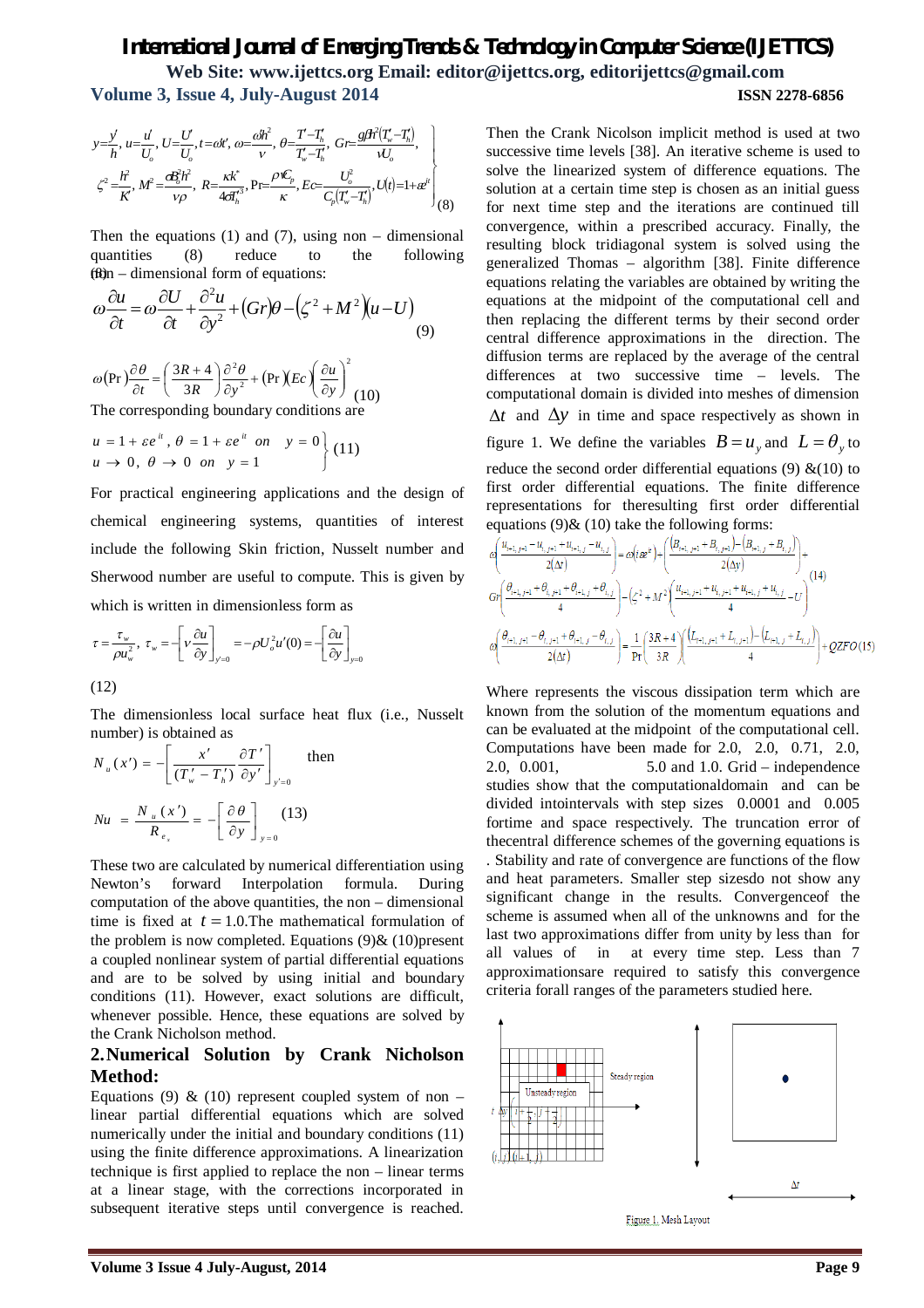$$y=\frac{y'}{h},\ u=\frac{u'}{U_o},\ U=\frac{U'}{U_o},\ t=\omega t',\ \omega=\frac{\omega h^2}{\nu},\ \theta=\frac{T'-T_h'}{T_w'-T_h'},\ Gr=\frac{g\beta h^2(T_w'-T_h')}{\nu U_o},$$
$$\zeta^2=\frac{h^2}{K'},\ M^2=\frac{\sigma B_0^2 h^2}{\nu\rho},\ R=\frac{\kappa k^*}{4\sigma T_h'^3},\ \Pr=\frac{\rho\nu C_p}{\kappa},\ Ec=\frac{U_o^2}{C_p(T_w'-T_h')},\ U(t)=1+\varepsilon e^{it} \quad (8)$$

Then the equations (1) and (7), using non – dimensional quantities (8) reduce to the following non – dimensional form of equations:

$$\omega\frac{\partial u}{\partial t}=\omega\frac{\partial U}{\partial t}+\frac{\partial^2 u}{\partial y^2}+(Gr)\theta-\left(\zeta^2+M^2\right)(u-U) \quad (9)$$

$$\omega(\Pr)\frac{\partial\theta}{\partial t}=\left(\frac{3R+4}{3R}\right)\frac{\partial^2\theta}{\partial y^2}+(\Pr)(Ec)\left(\frac{\partial u}{\partial y}\right)^2 \quad (10)$$

The corresponding boundary conditions are

$$\left.\begin{array}{l} u=1+\varepsilon e^{it},\ \theta=1+\varepsilon e^{it}\ \ on\ \ y=0 \\ u\to 0,\ \theta\to 0\ \ on\ \ y=1 \end{array}\right\} \quad (11)$$

For practical engineering applications and the design of chemical engineering systems, quantities of interest include the following Skin friction, Nusselt number and Sherwood number are useful to compute. This is given by which is written in dimensionless form as

$$\tau=\frac{\tau_w}{\rho u_w^2},\ \tau_w=-\left[\nu\frac{\partial u}{\partial y}\right]_{y'=0}=-\rho U_o^2 u'(0)=-\left[\frac{\partial u}{\partial y}\right]_{y=0}$$

(12)

The dimensionless local surface heat flux (i.e., Nusselt number) is obtained as

$$N_u(x')=-\left[\frac{x'}{(T_w'-T_h')}\frac{\partial T'}{\partial y'}\right]_{y'=0} \quad \text{then}$$

$$Nu=\frac{N_u(x')}{R_{e_x}}=-\left[\frac{\partial\theta}{\partial y}\right]_{y=0} \quad (13)$$

These two are calculated by numerical differentiation using Newton's forward Interpolation formula. During computation of the above quantities, the non – dimensional time is fixed at $t=1.0$.The mathematical formulation of the problem is now completed. Equations (9)& (10)present a coupled nonlinear system of partial differential equations and are to be solved by using initial and boundary conditions (11). However, exact solutions are difficult, whenever possible. Hence, these equations are solved by the Crank Nicholson method.

## 2.Numerical Solution by Crank Nicholson Method:

Equations (9) & (10) represent coupled system of non – linear partial differential equations which are solved numerically under the initial and boundary conditions (11) using the finite difference approximations. A linearization technique is first applied to replace the non – linear terms at a linear stage, with the corrections incorporated in subsequent iterative steps until convergence is reached. Then the Crank Nicolson implicit method is used at two successive time levels [38]. An iterative scheme is used to solve the linearized system of difference equations. The solution at a certain time step is chosen as an initial guess for next time step and the iterations are continued till convergence, within a prescribed accuracy. Finally, the resulting block tridiagonal system is solved using the generalized Thomas – algorithm [38]. Finite difference equations relating the variables are obtained by writing the equations at the midpoint of the computational cell and then replacing the different terms by their second order central difference approximations in the direction. The diffusion terms are replaced by the average of the central differences at two successive time – levels. The computational domain is divided into meshes of dimension $\Delta t$ and $\Delta y$ in time and space respectively as shown in figure 1. We define the variables $B=u_y$ and $L=\theta_y$ to reduce the second order differential equations (9) &(10) to first order differential equations. The finite difference representations for theresulting first order differential equations (9)& (10) take the following forms:

$$\omega\left(\frac{u_{i+1,j+1}-u_{i,j+1}+u_{i+1,j}-u_{i,j}}{2(\Delta t)}\right)=\omega\left(i\varepsilon e^{it}\right)+\left(\frac{\left(B_{i+1,j+1}+B_{i,j+1}\right)-\left(B_{i+1,j}+B_{i,j}\right)}{2(\Delta y)}\right)+$$
$$Gr\left(\frac{\theta_{i+1,j+1}+\theta_{i,j+1}+\theta_{i+1,j}+\theta_{i,j}}{4}\right)-\left(\zeta^2+M^2\right)\left(\frac{u_{i+1,j+1}+u_{i,j+1}+u_{i+1,j}+u_{i,j}}{4}-U\right) \quad (14)$$

$$\omega\left(\frac{\theta_{i+1,j+1}-\theta_{i,j+1}+\theta_{i+1,j}-\theta_{i,j}}{2(\Delta t)}\right)=\frac{1}{\Pr}\left(\frac{3R+4}{3R}\right)\left(\frac{\left(L_{i+1,j+1}+L_{i,j+1}\right)-\left(L_{i+1,j}+L_{i,j}\right)}{4}\right)+QZFO \quad (15)$$

Where represents the viscous dissipation term which are known from the solution of the momentum equations and can be evaluated at the midpoint of the computational cell. Computations have been made for 2.0, 2.0, 0.71, 2.0, 2.0, 0.001, 5.0 and 1.0. Grid – independence studies show that the computationaldomain and can be divided intointervals with step sizes 0.0001 and 0.005 fortime and space respectively. The truncation error of thecentral difference schemes of the governing equations is . Stability and rate of convergence are functions of the flow and heat parameters. Smaller step sizesdo not show any significant change in the results. Convergenceof the scheme is assumed when all of the unknowns and for the last two approximations differ from unity by less than for all values of in at every time step. Less than 7 approximationsare required to satisfy this convergence criteria forall ranges of the parameters studied here.

Figure 1. Mesh Layout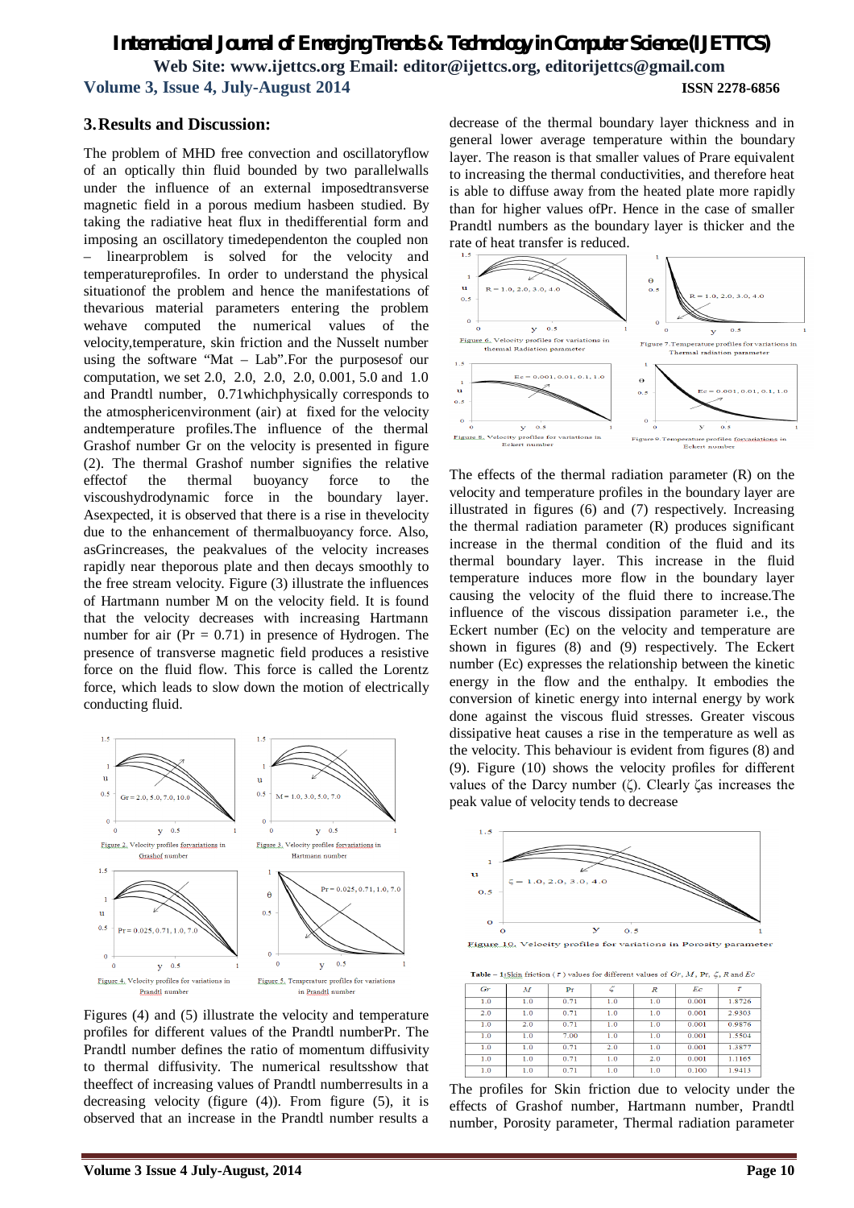## 3. Results and Discussion:

The problem of MHD free convection and oscillatoryflow of an optically thin fluid bounded by two parallelwalls under the influence of an external imposedtransverse magnetic field in a porous medium hasbeen studied. By taking the radiative heat flux in thedifferential form and imposing an oscillatory timedependenton the coupled non – linearproblem is solved for the velocity and temperatureprofiles. In order to understand the physical situationof the problem and hence the manifestations of thevarious material parameters entering the problem wehave computed the numerical values of the velocity,temperature, skin friction and the Nusselt number using the software "Mat – Lab".For the purposesof our computation, we set 2.0, 2.0, 2.0, 2.0, 0.001, 5.0 and 1.0 and Prandtl number, 0.71whichphysically corresponds to the atmosphericenvironment (air) at fixed for the velocity andtemperature profiles.The influence of the thermal Grashof number Gr on the velocity is presented in figure (2). The thermal Grashof number signifies the relative effectof the thermal buoyancy force to the viscoushydrodynamic force in the boundary layer. Asexpected, it is observed that there is a rise in thevelocity due to the enhancement of thermalbuoyancy force. Also, asGrincreases, the peakvalues of the velocity increases rapidly near theporous plate and then decays smoothly to the free stream velocity. Figure (3) illustrate the influences of Hartmann number M on the velocity field. It is found that the velocity decreases with increasing Hartmann number for air (Pr = 0.71) in presence of Hydrogen. The presence of transverse magnetic field produces a resistive force on the fluid flow. This force is called the Lorentz force, which leads to slow down the motion of electrically conducting fluid.

Figure 2. Velocity profiles forvariations in Grashof number

Figure 3. Velocity profiles forvariations in Hartmann number

Figure 4. Velocity profiles for variations in Prandtl number

Figure 5. Temperature profiles for variations in Prandtl number

Figures (4) and (5) illustrate the velocity and temperature profiles for different values of the Prandtl numberPr. The Prandtl number defines the ratio of momentum diffusivity to thermal diffusivity. The numerical resultsshow that theeffect of increasing values of Prandtl numberresults in a decreasing velocity (figure (4)). From figure (5), it is observed that an increase in the Prandtl number results a decrease of the thermal boundary layer thickness and in general lower average temperature within the boundary layer. The reason is that smaller values of Prare equivalent to increasing the thermal conductivities, and therefore heat is able to diffuse away from the heated plate more rapidly than for higher values ofPr. Hence in the case of smaller Prandtl numbers as the boundary layer is thicker and the rate of heat transfer is reduced.

Figure 6. Velocity profiles for variations in thermal Radiation parameter

Figure 7.Temperature profiles for variations in Thermal radiation parameter

Figure 8. Velocity profiles for variations in Eckert number

Figure 9. Temperature profiles forvariations in Eckert number

The effects of the thermal radiation parameter (R) on the velocity and temperature profiles in the boundary layer are illustrated in figures (6) and (7) respectively. Increasing the thermal radiation parameter (R) produces significant increase in the thermal condition of the fluid and its thermal boundary layer. This increase in the fluid temperature induces more flow in the boundary layer causing the velocity of the fluid there to increase.The influence of the viscous dissipation parameter i.e., the Eckert number (Ec) on the velocity and temperature are shown in figures (8) and (9) respectively. The Eckert number (Ec) expresses the relationship between the kinetic energy in the flow and the enthalpy. It embodies the conversion of kinetic energy into internal energy by work done against the viscous fluid stresses. Greater viscous dissipative heat causes a rise in the temperature as well as the velocity. This behaviour is evident from figures (8) and (9). Figure (10) shows the velocity profiles for different values of the Darcy number (ζ). Clearly ζas increases the peak value of velocity tends to decrease

Figure 10. Velocity profiles for variations in Porosity parameter

**Table – 1:** Skin friction ($\tau$) values for different values of $Gr$, $M$, Pr, $\zeta$, $R$ and $Ec$

| $Gr$ | $M$ | Pr | $\zeta$ | $R$ | $Ec$ | $\tau$ |
|---|---|---|---|---|---|---|
| 1.0 | 1.0 | 0.71 | 1.0 | 1.0 | 0.001 | 1.8726 |
| 2.0 | 1.0 | 0.71 | 1.0 | 1.0 | 0.001 | 2.9303 |
| 1.0 | 2.0 | 0.71 | 1.0 | 1.0 | 0.001 | 0.9876 |
| 1.0 | 1.0 | 7.00 | 1.0 | 1.0 | 0.001 | 1.5504 |
| 1.0 | 1.0 | 0.71 | 2.0 | 1.0 | 0.001 | 1.3877 |
| 1.0 | 1.0 | 0.71 | 1.0 | 2.0 | 0.001 | 1.1165 |
| 1.0 | 1.0 | 0.71 | 1.0 | 1.0 | 0.100 | 1.9413 |

The profiles for Skin friction due to velocity under the effects of Grashof number, Hartmann number, Prandtl number, Porosity parameter, Thermal radiation parameter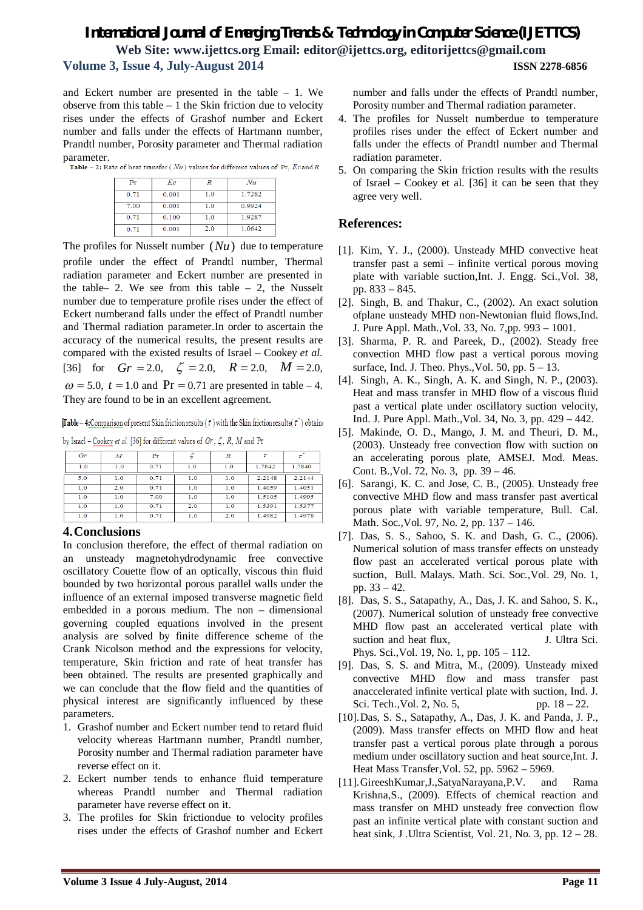and Eckert number are presented in the table – 1. We observe from this table – 1 the Skin friction due to velocity rises under the effects of Grashof number and Eckert number and falls under the effects of Hartmann number, Prandtl number, Porosity parameter and Thermal radiation parameter.

Table – 2: Rate of heat transfer ( $Nu$ ) values for different values of Pr, $Ec$ and $R$

| Pr | $Ec$ | $R$ | $Nu$ |
|---|---|---|---|
| 0.71 | 0.001 | 1.0 | 1.7282 |
| 7.00 | 0.001 | 1.0 | 0.9924 |
| 0.71 | 0.100 | 1.0 | 1.9287 |
| 0.71 | 0.001 | 2.0 | 1.0642 |

The profiles for Nusselt number $(Nu)$ due to temperature profile under the effect of Prandtl number, Thermal radiation parameter and Eckert number are presented in the table– 2. We see from this table – 2, the Nusselt number due to temperature profile rises under the effect of Eckert numberand falls under the effect of Prandtl number and Thermal radiation parameter.In order to ascertain the accuracy of the numerical results, the present results are compared with the existed results of Israel – Cookey *et al.* [36] for $Gr = 2.0$, $\zeta = 2.0$, $R = 2.0$, $M = 2.0$, $\omega = 5.0$, $t = 1.0$ and $\Pr = 0.71$ are presented in table – 4. They are found to be in an excellent agreement.

Table – 4:Comparison of present Skin friction results ( $\tau$ ) with the Skin friction results( $\tau^*$ ) obtained by Israel – Cookey *et al.* [36] for different values of $Gr$, $\zeta$, $R$, $M$ and Pr

| $Gr$ | $M$ | Pr | $\zeta$ | $R$ | $\tau$ | $\tau^*$ |
|---|---|---|---|---|---|---|
| 1.0 | 1.0 | 0.71 | 1.0 | 1.0 | 1.7842 | 1.7840 |
| 5.0 | 1.0 | 0.71 | 1.0 | 1.0 | 2.2148 | 2.2144 |
| 1.0 | 2.0 | 0.71 | 1.0 | 1.0 | 1.4059 | 1.4051 |
| 1.0 | 1.0 | 7.00 | 1.0 | 1.0 | 1.5105 | 1.4995 |
| 1.0 | 1.0 | 0.71 | 2.0 | 1.0 | 1.5391 | 1.5377 |
| 1.0 | 1.0 | 0.71 | 1.0 | 2.0 | 1.4982 | 1.4978 |

## 4.Conclusions

In conclusion therefore, the effect of thermal radiation on an unsteady magnetohydrodynamic free convective oscillatory Couette flow of an optically, viscous thin fluid bounded by two horizontal porous parallel walls under the influence of an external imposed transverse magnetic field embedded in a porous medium. The non – dimensional governing coupled equations involved in the present analysis are solved by finite difference scheme of the Crank Nicolson method and the expressions for velocity, temperature, Skin friction and rate of heat transfer has been obtained. The results are presented graphically and we can conclude that the flow field and the quantities of physical interest are significantly influenced by these parameters.

1. Grashof number and Eckert number tend to retard fluid velocity whereas Hartmann number, Prandtl number, Porosity number and Thermal radiation parameter have reverse effect on it.
2. Eckert number tends to enhance fluid temperature whereas Prandtl number and Thermal radiation parameter have reverse effect on it.
3. The profiles for Skin frictiondue to velocity profiles rises under the effects of Grashof number and Eckert number and falls under the effects of Prandtl number, Porosity number and Thermal radiation parameter.
4. The profiles for Nusselt numberdue to temperature profiles rises under the effect of Eckert number and falls under the effects of Prandtl number and Thermal radiation parameter.
5. On comparing the Skin friction results with the results of Israel – Cookey et al. [36] it can be seen that they agree very well.

## References:

[1]. Kim, Y. J., (2000). Unsteady MHD convective heat transfer past a semi – infinite vertical porous moving plate with variable suction,Int. J. Engg. Sci.,Vol. 38, pp. 833 – 845.

[2]. Singh, B. and Thakur, C., (2002). An exact solution ofplane unsteady MHD non-Newtonian fluid flows,Ind. J. Pure Appl. Math.,Vol. 33, No. 7,pp. 993 – 1001.

[3]. Sharma, P. R. and Pareek, D., (2002). Steady free convection MHD flow past a vertical porous moving surface, Ind. J. Theo. Phys.,Vol. 50, pp. 5 – 13.

[4]. Singh, A. K., Singh, A. K. and Singh, N. P., (2003). Heat and mass transfer in MHD flow of a viscous fluid past a vertical plate under oscillatory suction velocity, Ind. J. Pure Appl. Math.,Vol. 34, No. 3, pp. 429 – 442.

[5]. Makinde, O. D., Mango, J. M. and Theuri, D. M., (2003). Unsteady free convection flow with suction on an accelerating porous plate, AMSEJ. Mod. Meas. Cont. B.,Vol. 72, No. 3, pp. 39 – 46.

[6]. Sarangi, K. C. and Jose, C. B., (2005). Unsteady free convective MHD flow and mass transfer past avertical porous plate with variable temperature, Bull. Cal. Math. Soc.,Vol. 97, No. 2, pp. 137 – 146.

[7]. Das, S. S., Sahoo, S. K. and Dash, G. C., (2006). Numerical solution of mass transfer effects on unsteady flow past an accelerated vertical porous plate with suction, Bull. Malays. Math. Sci. Soc.,Vol. 29, No. 1, pp. 33 – 42.

[8]. Das, S. S., Satapathy, A., Das, J. K. and Sahoo, S. K., (2007). Numerical solution of unsteady free convective MHD flow past an accelerated vertical plate with suction and heat flux, J. Ultra Sci. Phys. Sci.,Vol. 19, No. 1, pp. 105 – 112.

[9]. Das, S. S. and Mitra, M., (2009). Unsteady mixed convective MHD flow and mass transfer past anaccelerated infinite vertical plate with suction, Ind. J. Sci. Tech.,Vol. 2, No. 5, pp. 18 – 22.

[10].Das, S. S., Satapathy, A., Das, J. K. and Panda, J. P., (2009). Mass transfer effects on MHD flow and heat transfer past a vertical porous plate through a porous medium under oscillatory suction and heat source,Int. J. Heat Mass Transfer,Vol. 52, pp. 5962 – 5969.

[11].GireeshKumar,J.,SatyaNarayana,P.V. and Rama Krishna,S., (2009). Effects of chemical reaction and mass transfer on MHD unsteady free convection flow past an infinite vertical plate with constant suction and heat sink, J .Ultra Scientist, Vol. 21, No. 3, pp. 12 – 28.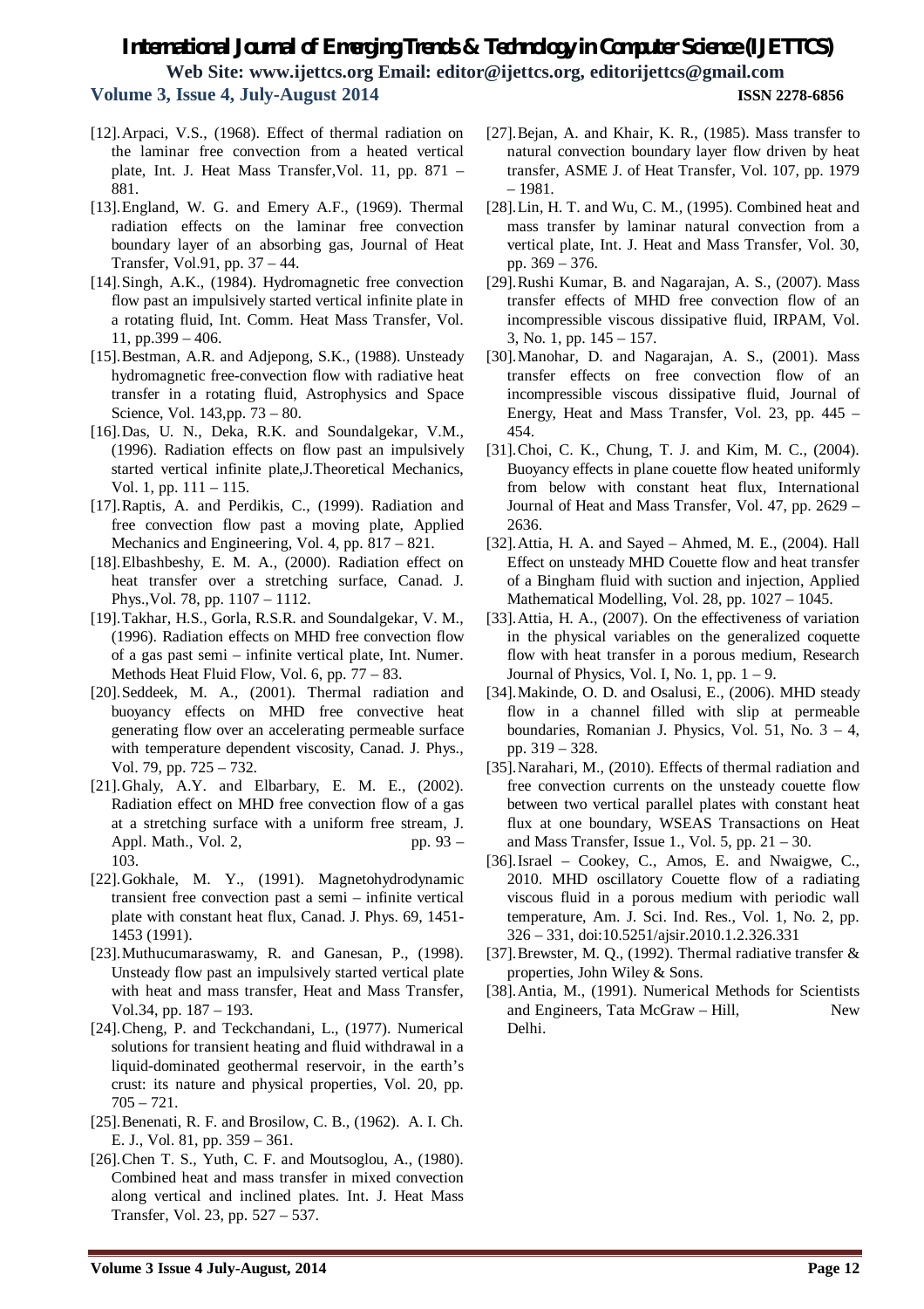[12]. Arpaci, V.S., (1968). Effect of thermal radiation on the laminar free convection from a heated vertical plate, Int. J. Heat Mass Transfer, Vol. 11, pp. 871 – 881.

[13]. England, W. G. and Emery A.F., (1969). Thermal radiation effects on the laminar free convection boundary layer of an absorbing gas, Journal of Heat Transfer, Vol.91, pp. 37 – 44.

[14]. Singh, A.K., (1984). Hydromagnetic free convection flow past an impulsively started vertical infinite plate in a rotating fluid, Int. Comm. Heat Mass Transfer, Vol. 11, pp.399 – 406.

[15]. Bestman, A.R. and Adjepong, S.K., (1988). Unsteady hydromagnetic free-convection flow with radiative heat transfer in a rotating fluid, Astrophysics and Space Science, Vol. 143, pp. 73 – 80.

[16]. Das, U. N., Deka, R.K. and Soundalgekar, V.M., (1996). Radiation effects on flow past an impulsively started vertical infinite plate, J.Theoretical Mechanics, Vol. 1, pp. 111 – 115.

[17]. Raptis, A. and Perdikis, C., (1999). Radiation and free convection flow past a moving plate, Applied Mechanics and Engineering, Vol. 4, pp. 817 – 821.

[18]. Elbashbeshy, E. M. A., (2000). Radiation effect on heat transfer over a stretching surface, Canad. J. Phys., Vol. 78, pp. 1107 – 1112.

[19]. Takhar, H.S., Gorla, R.S.R. and Soundalgekar, V. M., (1996). Radiation effects on MHD free convection flow of a gas past semi – infinite vertical plate, Int. Numer. Methods Heat Fluid Flow, Vol. 6, pp. 77 – 83.

[20]. Seddeek, M. A., (2001). Thermal radiation and buoyancy effects on MHD free convective heat generating flow over an accelerating permeable surface with temperature dependent viscosity, Canad. J. Phys., Vol. 79, pp. 725 – 732.

[21]. Ghaly, A.Y. and Elbarbary, E. M. E., (2002). Radiation effect on MHD free convection flow of a gas at a stretching surface with a uniform free stream, J. Appl. Math., Vol. 2, pp. 93 – 103.

[22]. Gokhale, M. Y., (1991). Magnetohydrodynamic transient free convection past a semi – infinite vertical plate with constant heat flux, Canad. J. Phys. 69, 1451-1453 (1991).

[23]. Muthucumaraswamy, R. and Ganesan, P., (1998). Unsteady flow past an impulsively started vertical plate with heat and mass transfer, Heat and Mass Transfer, Vol.34, pp. 187 – 193.

[24]. Cheng, P. and Teckchandani, L., (1977). Numerical solutions for transient heating and fluid withdrawal in a liquid-dominated geothermal reservoir, in the earth's crust: its nature and physical properties, Vol. 20, pp. 705 – 721.

[25]. Benenati, R. F. and Brosilow, C. B., (1962). A. I. Ch. E. J., Vol. 81, pp. 359 – 361.

[26]. Chen T. S., Yuth, C. F. and Moutsoglou, A., (1980). Combined heat and mass transfer in mixed convection along vertical and inclined plates. Int. J. Heat Mass Transfer, Vol. 23, pp. 527 – 537.

[27]. Bejan, A. and Khair, K. R., (1985). Mass transfer to natural convection boundary layer flow driven by heat transfer, ASME J. of Heat Transfer, Vol. 107, pp. 1979 – 1981.

[28]. Lin, H. T. and Wu, C. M., (1995). Combined heat and mass transfer by laminar natural convection from a vertical plate, Int. J. Heat and Mass Transfer, Vol. 30, pp. 369 – 376.

[29]. Rushi Kumar, B. and Nagarajan, A. S., (2007). Mass transfer effects of MHD free convection flow of an incompressible viscous dissipative fluid, IRPAM, Vol. 3, No. 1, pp. 145 – 157.

[30]. Manohar, D. and Nagarajan, A. S., (2001). Mass transfer effects on free convection flow of an incompressible viscous dissipative fluid, Journal of Energy, Heat and Mass Transfer, Vol. 23, pp. 445 – 454.

[31]. Choi, C. K., Chung, T. J. and Kim, M. C., (2004). Buoyancy effects in plane couette flow heated uniformly from below with constant heat flux, International Journal of Heat and Mass Transfer, Vol. 47, pp. 2629 – 2636.

[32]. Attia, H. A. and Sayed – Ahmed, M. E., (2004). Hall Effect on unsteady MHD Couette flow and heat transfer of a Bingham fluid with suction and injection, Applied Mathematical Modelling, Vol. 28, pp. 1027 – 1045.

[33]. Attia, H. A., (2007). On the effectiveness of variation in the physical variables on the generalized coquette flow with heat transfer in a porous medium, Research Journal of Physics, Vol. I, No. 1, pp. 1 – 9.

[34]. Makinde, O. D. and Osalusi, E., (2006). MHD steady flow in a channel filled with slip at permeable boundaries, Romanian J. Physics, Vol. 51, No. 3 – 4, pp. 319 – 328.

[35]. Narahari, M., (2010). Effects of thermal radiation and free convection currents on the unsteady couette flow between two vertical parallel plates with constant heat flux at one boundary, WSEAS Transactions on Heat and Mass Transfer, Issue 1., Vol. 5, pp. 21 – 30.

[36]. Israel – Cookey, C., Amos, E. and Nwaigwe, C., 2010. MHD oscillatory Couette flow of a radiating viscous fluid in a porous medium with periodic wall temperature, Am. J. Sci. Ind. Res., Vol. 1, No. 2, pp. 326 – 331, doi:10.5251/ajsir.2010.1.2.326.331

[37]. Brewster, M. Q., (1992). Thermal radiative transfer & properties, John Wiley & Sons.

[38]. Antia, M., (1991). Numerical Methods for Scientists and Engineers, Tata McGraw – Hill, New Delhi.